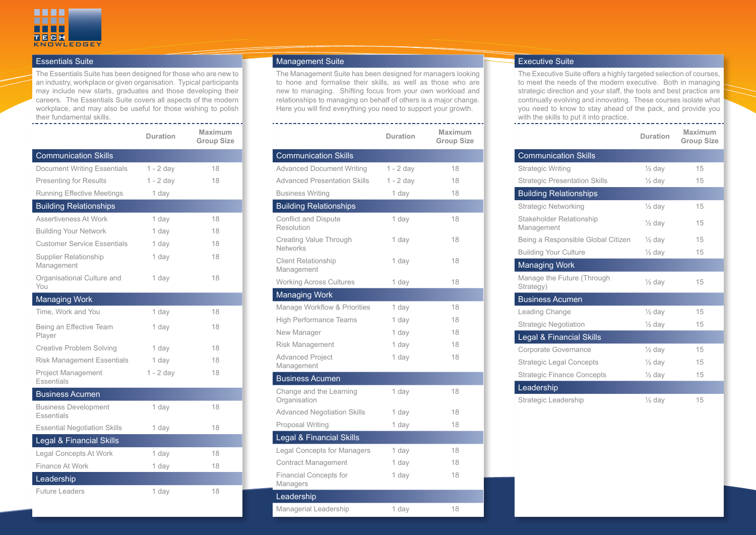TECH KNOWLEDGEY

## Essentials Suite

The Essentials Suite has been designed for those who are new to an industry, workplace or given organisation. Typical participants may include new starts, graduates and those developing their careers. The Essentials Suite covers all aspects of the modern workplace, and may also be useful for those wishing to polish their fundamental skills.

| | Duration | Maximum Group Size |
|---|---|---|
| **Communication Skills** | | |
| Document Writing Essentials | 1 - 2 day | 18 |
| Presenting for Results | 1 - 2 day | 18 |
| Running Effective Meetings | 1 day | |
| **Building Relationships** | | |
| Assertiveness At Work | 1 day | 18 |
| Building Your Network | 1 day | 18 |
| Customer Service Essentials | 1 day | 18 |
| Supplier Relationship Management | 1 day | 18 |
| Organisational Culture and You | 1 day | 18 |
| **Managing Work** | | |
| Time, Work and You | 1 day | 18 |
| Being an Effective Team Player | 1 day | 18 |
| Creative Problem Solving | 1 day | 18 |
| Risk Management Essentials | 1 day | 18 |
| Project Management Essentials | 1 - 2 day | 18 |
| **Business Acumen** | | |
| Business Development Essentials | 1 day | 18 |
| Essential Negotiation Skills | 1 day | 18 |
| **Legal & Financial Skills** | | |
| Legal Concepts At Work | 1 day | 18 |
| Finance At Work | 1 day | 18 |
| **Leadership** | | |
| Future Leaders | 1 day | 18 |

## Management Suite

The Management Suite has been designed for managers looking to hone and formalise their skills, as well as those who are new to managing. Shifting focus from your own workload and relationships to managing on behalf of others is a major change. Here you will find everything you need to support your growth.

| | Duration | Maximum Group Size |
|---|---|---|
| **Communication Skills** | | |
| Advanced Document Writing | 1 - 2 day | 18 |
| Advanced Presentation Skills | 1 - 2 day | 18 |
| Business Writing | 1 day | 18 |
| **Building Relationships** | | |
| Conflict and Dispute Resolution | 1 day | 18 |
| Creating Value Through Networks | 1 day | 18 |
| Client Relationship Management | 1 day | 18 |
| Working Across Cultures | 1 day | 18 |
| **Managing Work** | | |
| Manage Workflow & Priorities | 1 day | 18 |
| High Performance Teams | 1 day | 18 |
| New Manager | 1 day | 18 |
| Risk Management | 1 day | 18 |
| Advanced Project Management | 1 day | 18 |
| **Business Acumen** | | |
| Change and the Learning Organisation | 1 day | 18 |
| Advanced Negotiation Skills | 1 day | 18 |
| Proposal Writing | 1 day | 18 |
| **Legal & Financial Skills** | | |
| Legal Concepts for Managers | 1 day | 18 |
| Contract Management | 1 day | 18 |
| Financial Concepts for Managers | 1 day | 18 |
| **Leadership** | | |
| Managerial Leadership | 1 day | 18 |

## Executive Suite

The Executive Suite offers a highly targeted selection of courses, to meet the needs of the modern executive. Both in managing strategic direction and your staff, the tools and best practice are continually evolving and innovating. These courses isolate what you need to know to stay ahead of the pack, and provide you with the skills to put it into practice.

| | Duration | Maximum Group Size |
|---|---|---|
| **Communication Skills** | | |
| Strategic Writing | ½ day | 15 |
| Strategic Presentation Skills | ½ day | 15 |
| **Building Relationships** | | |
| Strategic Networking | ½ day | 15 |
| Stakeholder Relationship Management | ½ day | 15 |
| Being a Responsible Global Citizen | ½ day | 15 |
| Building Your Culture | ½ day | 15 |
| **Managing Work** | | |
| Manage the Future (Through Strategy) | ½ day | 15 |
| **Business Acumen** | | |
| Leading Change | ½ day | 15 |
| Strategic Negotiation | ½ day | 15 |
| **Legal & Financial Skills** | | |
| Corporate Governance | ½ day | 15 |
| Strategic Legal Concepts | ½ day | 15 |
| Strategic Finance Concepts | ½ day | 15 |
| **Leadership** | | |
| Strategic Leadership | ½ day | 15 |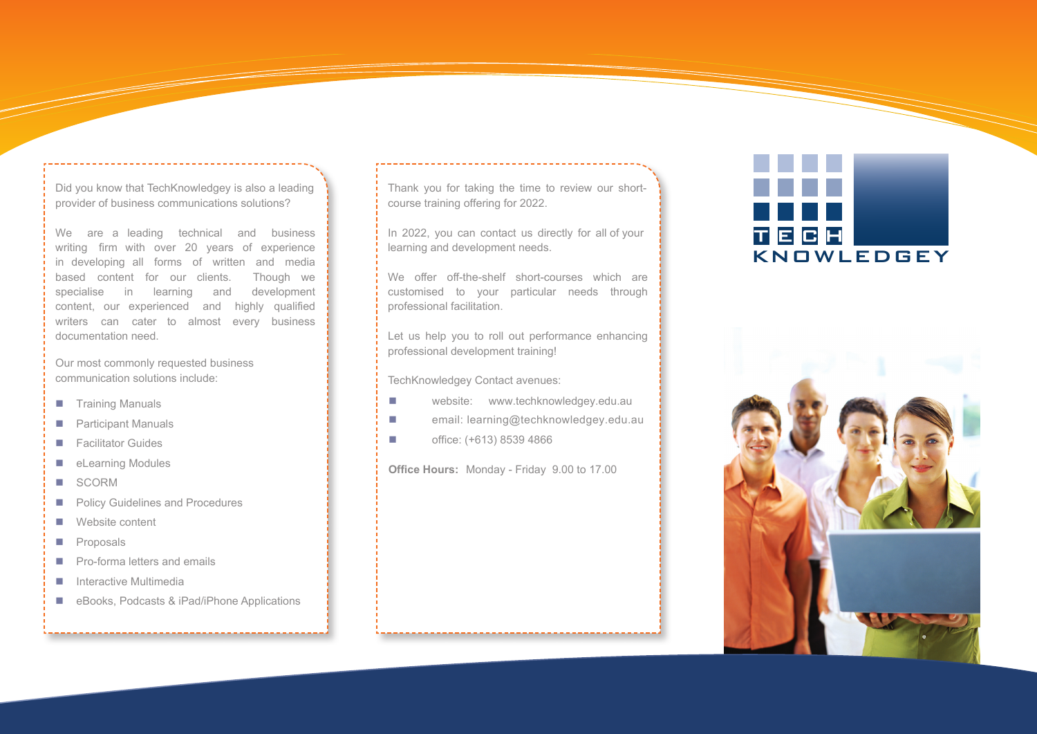Did you know that TechKnowledgey is also a leading provider of business communications solutions?

We are a leading technical and business writing firm with over 20 years of experience in developing all forms of written and media based content for our clients. Though we specialise in learning and development content, our experienced and highly qualified writers can cater to almost every business documentation need.

Our most commonly requested business communication solutions include:

- Training Manuals
- Participant Manuals
- Facilitator Guides
- eLearning Modules
- SCORM
- Policy Guidelines and Procedures
- Website content
- Proposals
- Pro-forma letters and emails
- Interactive Multimedia
- eBooks, Podcasts & iPad/iPhone Applications

Thank you for taking the time to review our short-course training offering for 2022.

In 2022, you can contact us directly for all of your learning and development needs.

We offer off-the-shelf short-courses which are customised to your particular needs through professional facilitation.

Let us help you to roll out performance enhancing professional development training!

TechKnowledgey Contact avenues:

- website: www.techknowledgey.edu.au
- email: learning@techknowledgey.edu.au
- office: (+613) 8539 4866

**Office Hours:** Monday - Friday 9.00 to 17.00

TECH KNOWLEDGEY